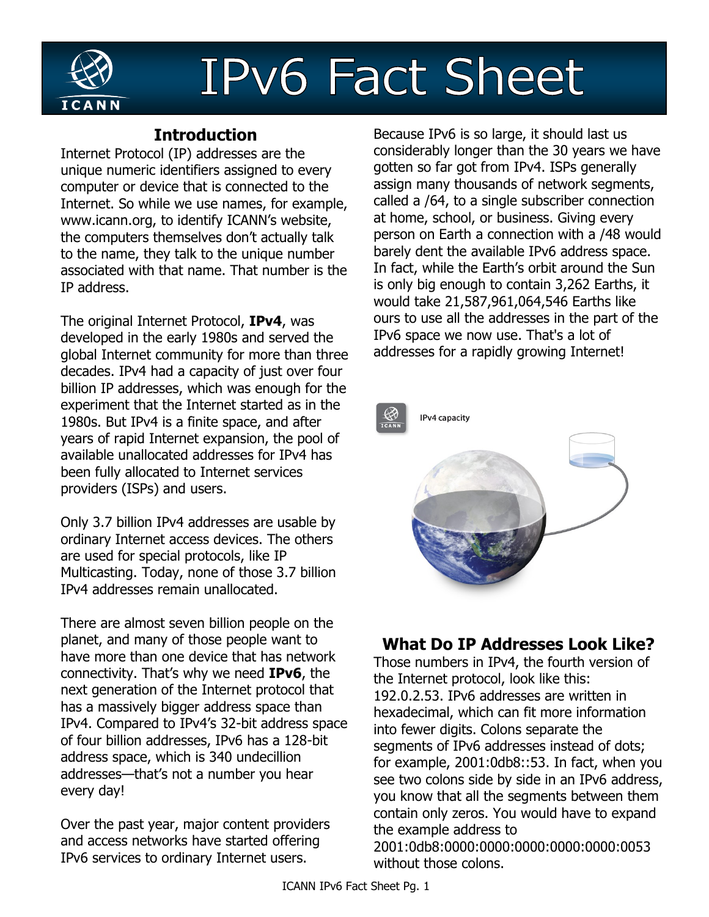# IPv6 Fact Sheet

## Introduction

Internet Protocol (IP) addresses are the unique numeric identifiers assigned to every computer or device that is connected to the Internet. So while we use names, for example, www.icann.org, to identify ICANN's website, the computers themselves don't actually talk to the name, they talk to the unique number associated with that name. That number is the IP address.

The original Internet Protocol, **IPv4**, was developed in the early 1980s and served the global Internet community for more than three decades. IPv4 had a capacity of just over four billion IP addresses, which was enough for the experiment that the Internet started as in the 1980s. But IPv4 is a finite space, and after years of rapid Internet expansion, the pool of available unallocated addresses for IPv4 has been fully allocated to Internet services providers (ISPs) and users.

Only 3.7 billion IPv4 addresses are usable by ordinary Internet access devices. The others are used for special protocols, like IP Multicasting. Today, none of those 3.7 billion IPv4 addresses remain unallocated.

There are almost seven billion people on the planet, and many of those people want to have more than one device that has network connectivity. That's why we need **IPv6**, the next generation of the Internet protocol that has a massively bigger address space than IPv4. Compared to IPv4's 32-bit address space of four billion addresses, IPv6 has a 128-bit address space, which is 340 undecillion addresses—that's not a number you hear every day!

Over the past year, major content providers and access networks have started offering IPv6 services to ordinary Internet users.

Because IPv6 is so large, it should last us considerably longer than the 30 years we have gotten so far got from IPv4. ISPs generally assign many thousands of network segments, called a /64, to a single subscriber connection at home, school, or business. Giving every person on Earth a connection with a /48 would barely dent the available IPv6 address space. In fact, while the Earth's orbit around the Sun is only big enough to contain 3,262 Earths, it would take 21,587,961,064,546 Earths like ours to use all the addresses in the part of the IPv6 space we now use. That's a lot of addresses for a rapidly growing Internet!

IPv4 capacity

## What Do IP Addresses Look Like?

Those numbers in IPv4, the fourth version of the Internet protocol, look like this: 192.0.2.53. IPv6 addresses are written in hexadecimal, which can fit more information into fewer digits. Colons separate the segments of IPv6 addresses instead of dots; for example, 2001:0db8::53. In fact, when you see two colons side by side in an IPv6 address, you know that all the segments between them contain only zeros. You would have to expand the example address to 2001:0db8:0000:0000:0000:0000:0000:0053 without those colons.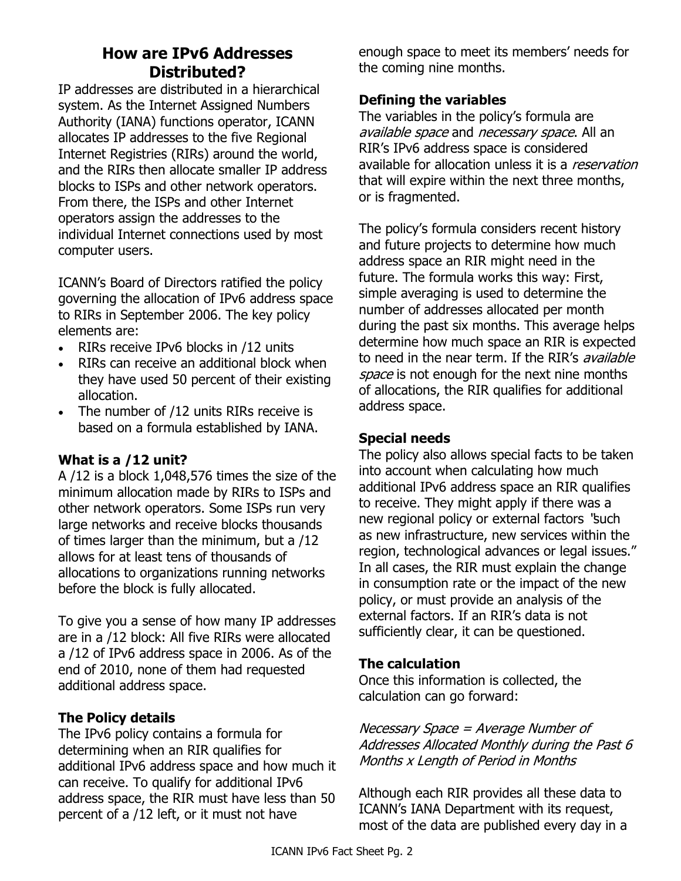## How are IPv6 Addresses Distributed?

IP addresses are distributed in a hierarchical system. As the Internet Assigned Numbers Authority (IANA) functions operator, ICANN allocates IP addresses to the five Regional Internet Registries (RIRs) around the world, and the RIRs then allocate smaller IP address blocks to ISPs and other network operators. From there, the ISPs and other Internet operators assign the addresses to the individual Internet connections used by most computer users.

ICANN's Board of Directors ratified the policy governing the allocation of IPv6 address space to RIRs in September 2006. The key policy elements are:

- RIRs receive IPv6 blocks in /12 units
- RIRs can receive an additional block when they have used 50 percent of their existing allocation.
- The number of /12 units RIRs receive is based on a formula established by IANA.

### What is a /12 unit?

A /12 is a block 1,048,576 times the size of the minimum allocation made by RIRs to ISPs and other network operators. Some ISPs run very large networks and receive blocks thousands of times larger than the minimum, but a /12 allows for at least tens of thousands of allocations to organizations running networks before the block is fully allocated.

To give you a sense of how many IP addresses are in a /12 block: All five RIRs were allocated a /12 of IPv6 address space in 2006. As of the end of 2010, none of them had requested additional address space.

### The Policy details

The IPv6 policy contains a formula for determining when an RIR qualifies for additional IPv6 address space and how much it can receive. To qualify for additional IPv6 address space, the RIR must have less than 50 percent of a /12 left, or it must not have enough space to meet its members' needs for the coming nine months.

### Defining the variables

The variables in the policy's formula are *available space* and *necessary space*. All an RIR's IPv6 address space is considered available for allocation unless it is a *reservation* that will expire within the next three months, or is fragmented.

The policy's formula considers recent history and future projects to determine how much address space an RIR might need in the future. The formula works this way: First, simple averaging is used to determine the number of addresses allocated per month during the past six months. This average helps determine how much space an RIR is expected to need in the near term. If the RIR's *available space* is not enough for the next nine months of allocations, the RIR qualifies for additional address space.

### Special needs

The policy also allows special facts to be taken into account when calculating how much additional IPv6 address space an RIR qualifies to receive. They might apply if there was a new regional policy or external factors "such as new infrastructure, new services within the region, technological advances or legal issues." In all cases, the RIR must explain the change in consumption rate or the impact of the new policy, or must provide an analysis of the external factors. If an RIR's data is not sufficiently clear, it can be questioned.

### The calculation

Once this information is collected, the calculation can go forward:

*Necessary Space = Average Number of Addresses Allocated Monthly during the Past 6 Months x Length of Period in Months*

Although each RIR provides all these data to ICANN's IANA Department with its request, most of the data are published every day in a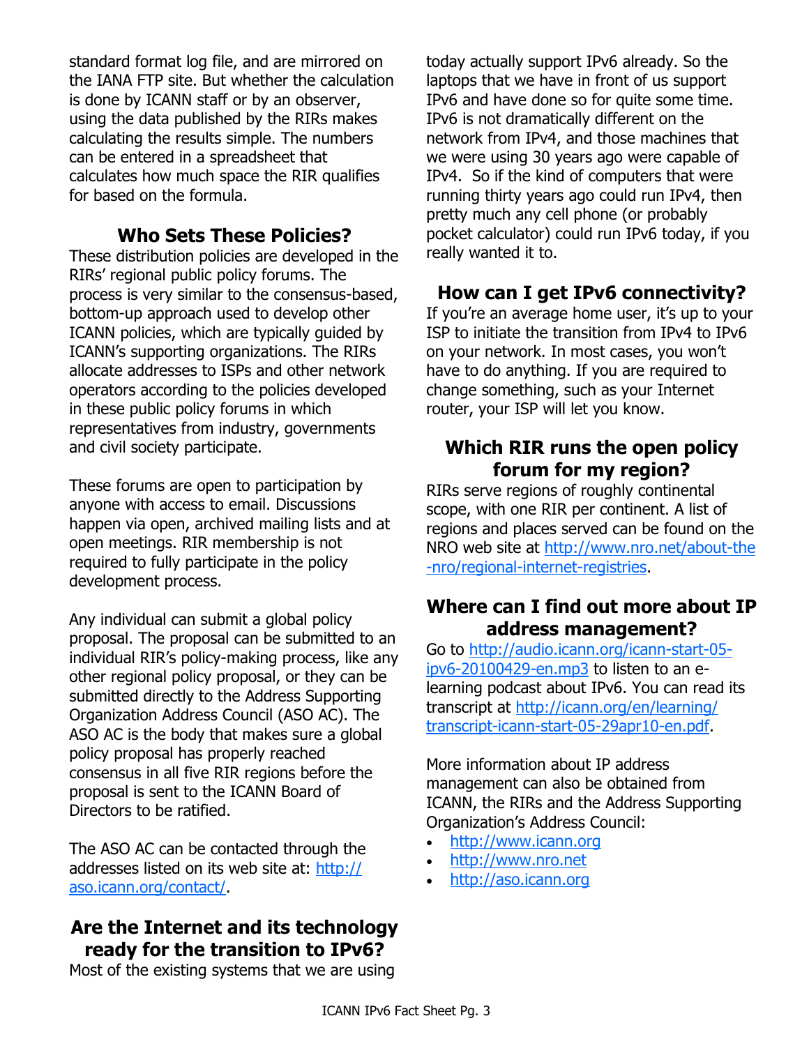standard format log file, and are mirrored on the IANA FTP site. But whether the calculation is done by ICANN staff or by an observer, using the data published by the RIRs makes calculating the results simple. The numbers can be entered in a spreadsheet that calculates how much space the RIR qualifies for based on the formula.

## Who Sets These Policies?

These distribution policies are developed in the RIRs' regional public policy forums. The process is very similar to the consensus-based, bottom-up approach used to develop other ICANN policies, which are typically guided by ICANN's supporting organizations. The RIRs allocate addresses to ISPs and other network operators according to the policies developed in these public policy forums in which representatives from industry, governments and civil society participate.

These forums are open to participation by anyone with access to email. Discussions happen via open, archived mailing lists and at open meetings. RIR membership is not required to fully participate in the policy development process.

Any individual can submit a global policy proposal. The proposal can be submitted to an individual RIR's policy-making process, like any other regional policy proposal, or they can be submitted directly to the Address Supporting Organization Address Council (ASO AC). The ASO AC is the body that makes sure a global policy proposal has properly reached consensus in all five RIR regions before the proposal is sent to the ICANN Board of Directors to be ratified.

The ASO AC can be contacted through the addresses listed on its web site at: http://aso.icann.org/contact/.

## Are the Internet and its technology ready for the transition to IPv6?

Most of the existing systems that we are using today actually support IPv6 already. So the laptops that we have in front of us support IPv6 and have done so for quite some time. IPv6 is not dramatically different on the network from IPv4, and those machines that we were using 30 years ago were capable of IPv4. So if the kind of computers that were running thirty years ago could run IPv4, then pretty much any cell phone (or probably pocket calculator) could run IPv6 today, if you really wanted it to.

## How can I get IPv6 connectivity?

If you're an average home user, it's up to your ISP to initiate the transition from IPv4 to IPv6 on your network. In most cases, you won't have to do anything. If you are required to change something, such as your Internet router, your ISP will let you know.

## Which RIR runs the open policy forum for my region?

RIRs serve regions of roughly continental scope, with one RIR per continent. A list of regions and places served can be found on the NRO web site at http://www.nro.net/about-the-nro/regional-internet-registries.

## Where can I find out more about IP address management?

Go to http://audio.icann.org/icann-start-05-ipv6-20100429-en.mp3 to listen to an e-learning podcast about IPv6. You can read its transcript at http://icann.org/en/learning/transcript-icann-start-05-29apr10-en.pdf.

More information about IP address management can also be obtained from ICANN, the RIRs and the Address Supporting Organization's Address Council:

- http://www.icann.org
- http://www.nro.net
- http://aso.icann.org